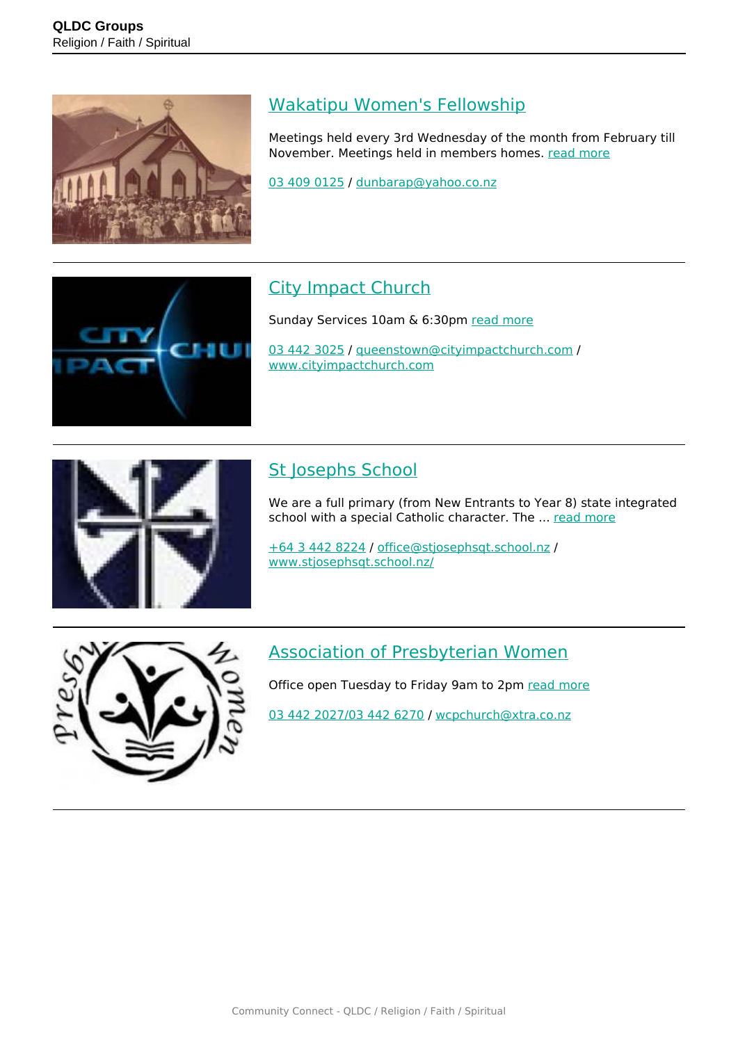## Wakatipu Women's Fellowship

Meetings held every 3rd Wednesday of the month from February till November. Meetings held in members homes. read more

03 409 0125 / dunbarap@yahoo.co.nz

---

## City Impact Church

Sunday Services 10am & 6:30pm read more

03 442 3025 / queenstown@cityimpactchurch.com / www.cityimpactchurch.com

---

## St Josephs School

We are a full primary (from New Entrants to Year 8) state integrated school with a special Catholic character. The ... read more

+64 3 442 8224 / office@stjosephsqt.school.nz / www.stjosephsqt.school.nz/

---

## Association of Presbyterian Women

Office open Tuesday to Friday 9am to 2pm read more

03 442 2027/03 442 6270 / wcpchurch@xtra.co.nz

---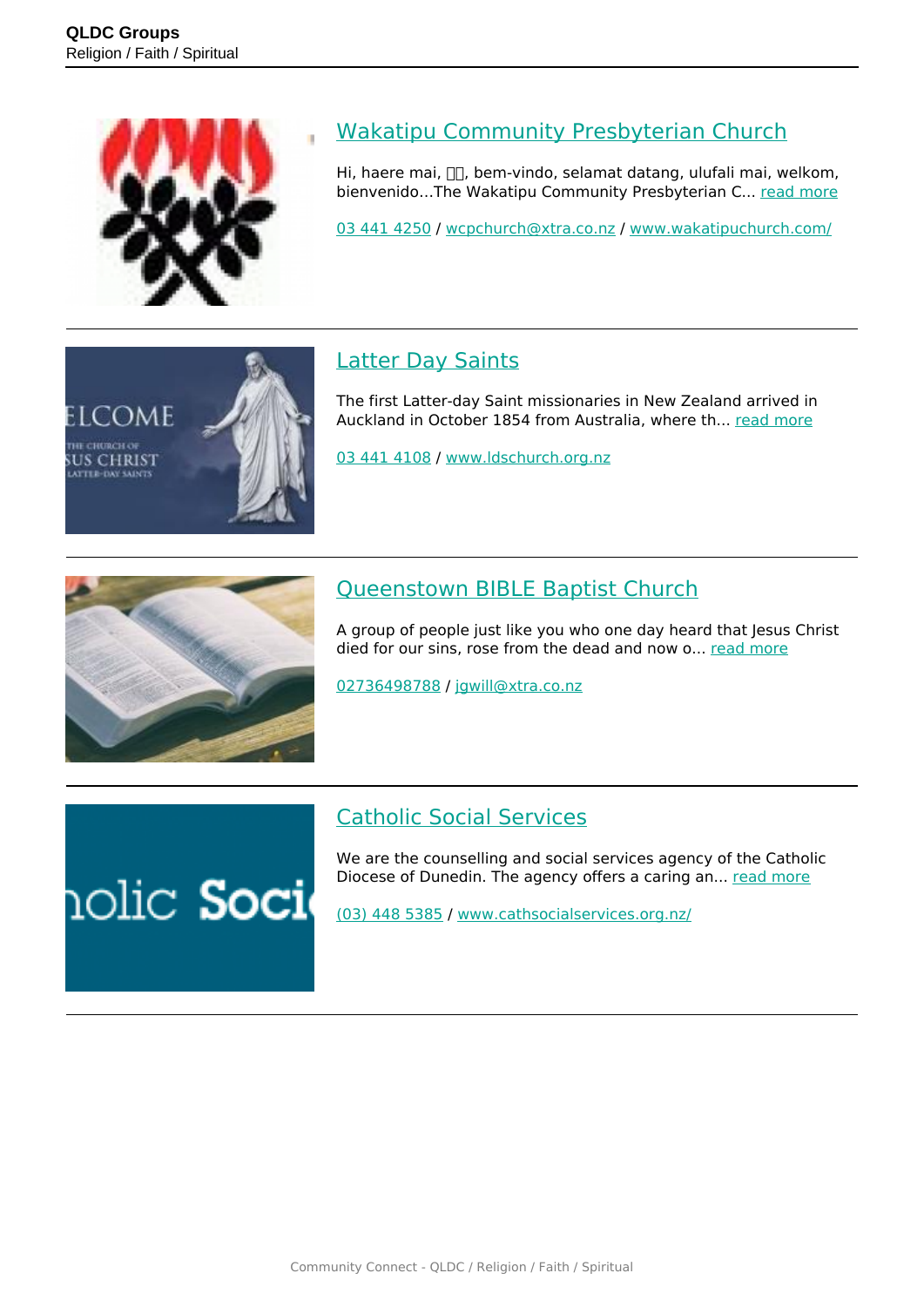## Wakatipu Community Presbyterian Church

Hi, haere mai, □□, bem-vindo, selamat datang, ulufali mai, welkom, bienvenido...The Wakatipu Community Presbyterian C... read more

03 441 4250 / wcpchurch@xtra.co.nz / www.wakatipuchurch.com/

---

## Latter Day Saints

The first Latter-day Saint missionaries in New Zealand arrived in Auckland in October 1854 from Australia, where th... read more

03 441 4108 / www.ldschurch.org.nz

---

## Queenstown BIBLE Baptist Church

A group of people just like you who one day heard that Jesus Christ died for our sins, rose from the dead and now o... read more

02736498788 / jgwill@xtra.co.nz

---

## Catholic Social Services

We are the counselling and social services agency of the Catholic Diocese of Dunedin. The agency offers a caring an... read more

(03) 448 5385 / www.cathsocialservices.org.nz/

---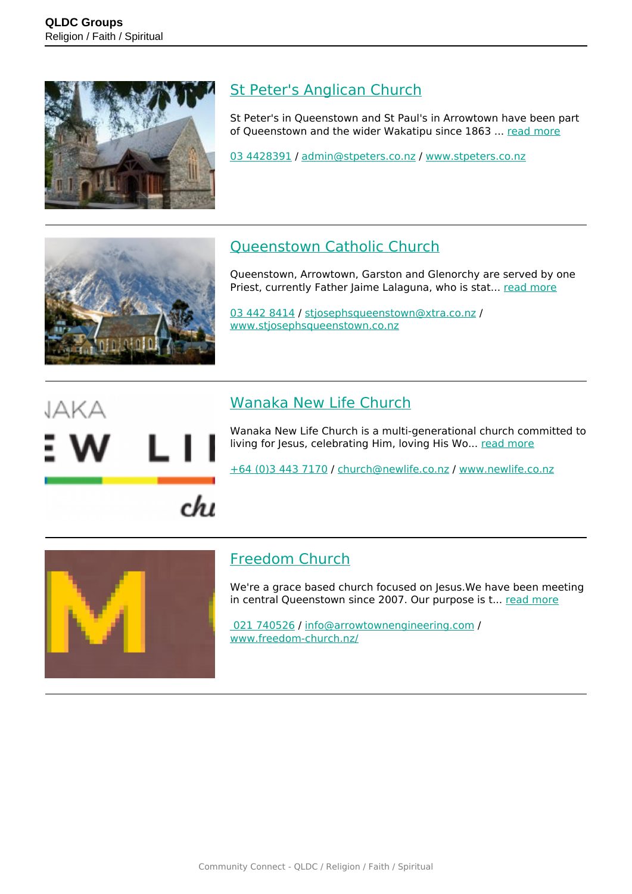## St Peter's Anglican Church

St Peter's in Queenstown and St Paul's in Arrowtown have been part of Queenstown and the wider Wakatipu since 1863 ... read more

03 4428391 / admin@stpeters.co.nz / www.stpeters.co.nz

---

## Queenstown Catholic Church

Queenstown, Arrowtown, Garston and Glenorchy are served by one Priest, currently Father Jaime Lalaguna, who is stat... read more

03 442 8414 / stjosephsqueenstown@xtra.co.nz / www.stjosephsqueenstown.co.nz

---

## Wanaka New Life Church

Wanaka New Life Church is a multi-generational church committed to living for Jesus, celebrating Him, loving His Wo... read more

+64 (0)3 443 7170 / church@newlife.co.nz / www.newlife.co.nz

---

## Freedom Church

We're a grace based church focused on Jesus.We have been meeting in central Queenstown since 2007. Our purpose is t... read more

021 740526 / info@arrowtownengineering.com / www.freedom-church.nz/

---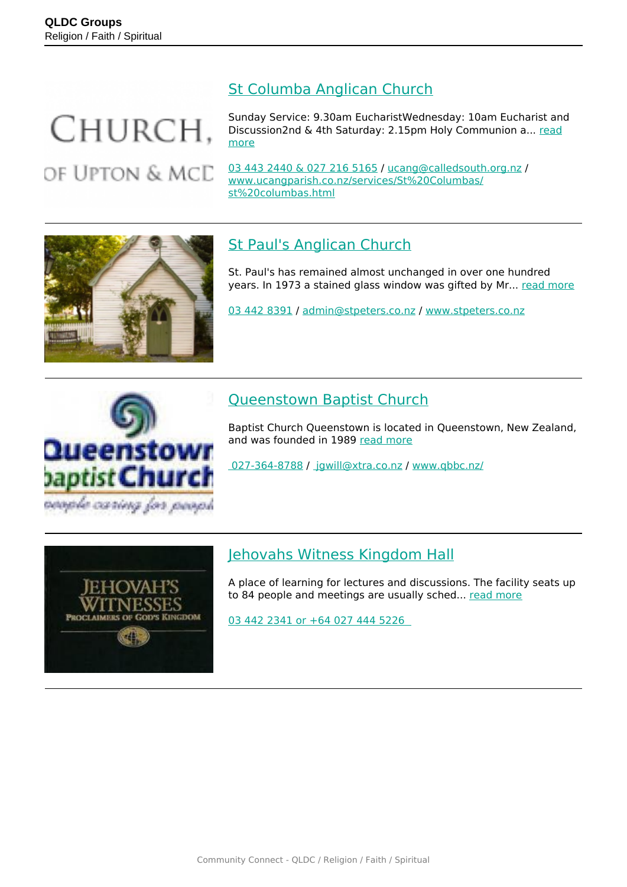## St Columba Anglican Church

Sunday Service: 9.30am EucharistWednesday: 10am Eucharist and Discussion2nd & 4th Saturday: 2.15pm Holy Communion a... read more

03 443 2440 & 027 216 5165 / ucang@calledsouth.org.nz / www.ucangparish.co.nz/services/St%20Columbas/st%20columbas.html

---

## St Paul's Anglican Church

St. Paul's has remained almost unchanged in over one hundred years. In 1973 a stained glass window was gifted by Mr... read more

03 442 8391 / admin@stpeters.co.nz / www.stpeters.co.nz

---

## Queenstown Baptist Church

Baptist Church Queenstown is located in Queenstown, New Zealand, and was founded in 1989 read more

027-364-8788 / jgwill@xtra.co.nz / www.qbbc.nz/

---

## Jehovahs Witness Kingdom Hall

A place of learning for lectures and discussions. The facility seats up to 84 people and meetings are usually sched... read more

03 442 2341 or +64 027 444 5226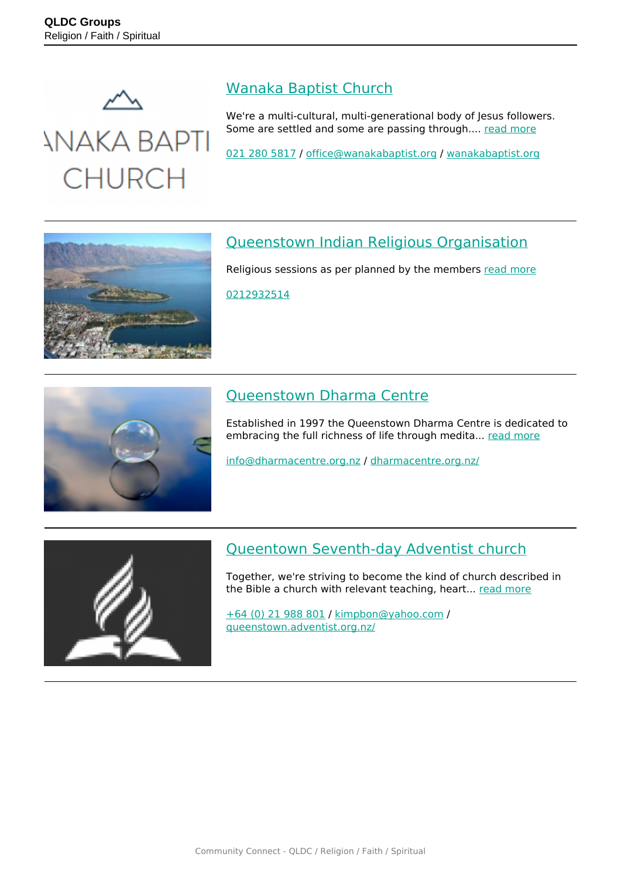## Wanaka Baptist Church

We're a multi-cultural, multi-generational body of Jesus followers. Some are settled and some are passing through.... read more

021 280 5817 / office@wanakabaptist.org / wanakabaptist.org

---

## Queenstown Indian Religious Organisation

Religious sessions as per planned by the members read more

0212932514

---

## Queenstown Dharma Centre

Established in 1997 the Queenstown Dharma Centre is dedicated to embracing the full richness of life through medita... read more

info@dharmacentre.org.nz / dharmacentre.org.nz/

---

## Queentown Seventh-day Adventist church

Together, we're striving to become the kind of church described in the Bible a church with relevant teaching, heart... read more

+64 (0) 21 988 801 / kimpbon@yahoo.com / queenstown.adventist.org.nz/

---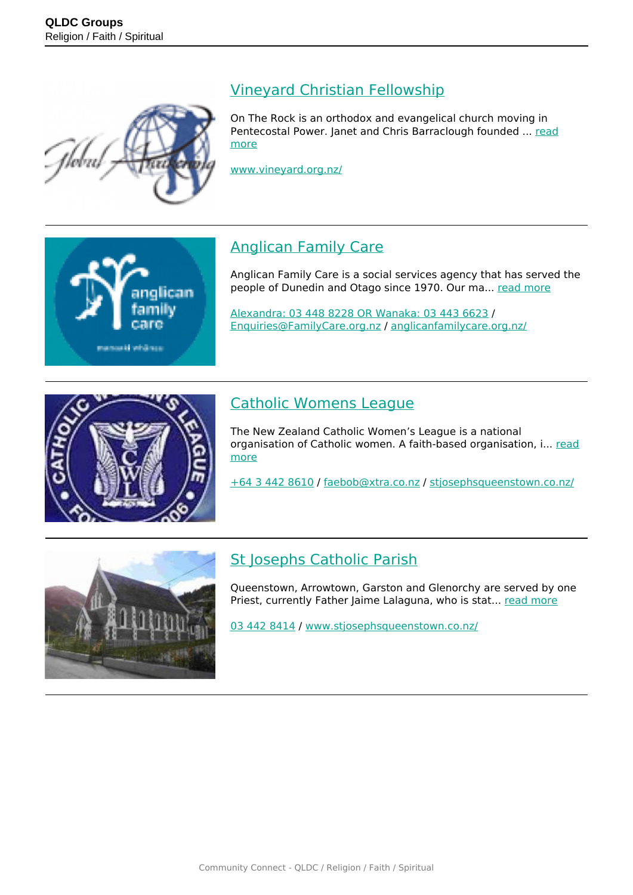## Vineyard Christian Fellowship

On The Rock is an orthodox and evangelical church moving in Pentecostal Power. Janet and Chris Barraclough founded ... read more

www.vineyard.org.nz/

## Anglican Family Care

Anglican Family Care is a social services agency that has served the people of Dunedin and Otago since 1970. Our ma... read more

Alexandra: 03 448 8228 OR Wanaka: 03 443 6623 / Enquiries@FamilyCare.org.nz / anglicanfamilycare.org.nz/

## Catholic Womens League

The New Zealand Catholic Women's League is a national organisation of Catholic women. A faith-based organisation, i... read more

+64 3 442 8610 / faebob@xtra.co.nz / stjosephsqueenstown.co.nz/

## St Josephs Catholic Parish

Queenstown, Arrowtown, Garston and Glenorchy are served by one Priest, currently Father Jaime Lalaguna, who is stat... read more

03 442 8414 / www.stjosephsqueenstown.co.nz/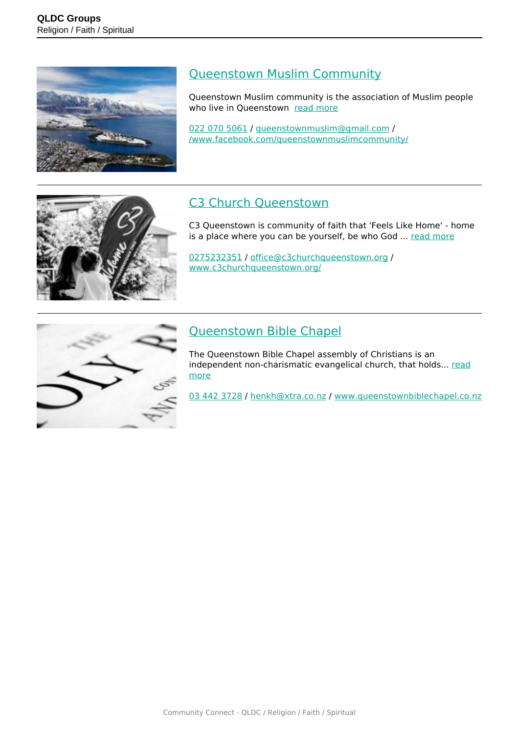## Queenstown Muslim Community

Queenstown Muslim community is the association of Muslim people who live in Queenstown read more

022 070 5061 / queenstownmuslim@gmail.com / /www.facebook.com/queenstownmuslimcommunity/

---

## C3 Church Queenstown

C3 Queenstown is community of faith that 'Feels Like Home' - home is a place where you can be yourself, be who God ... read more

0275232351 / office@c3churchqueenstown.org / www.c3churchqueenstown.org/

---

## Queenstown Bible Chapel

The Queenstown Bible Chapel assembly of Christians is an independent non-charismatic evangelical church, that holds... read more

03 442 3728 / henkh@xtra.co.nz / www.queenstownbiblechapel.co.nz